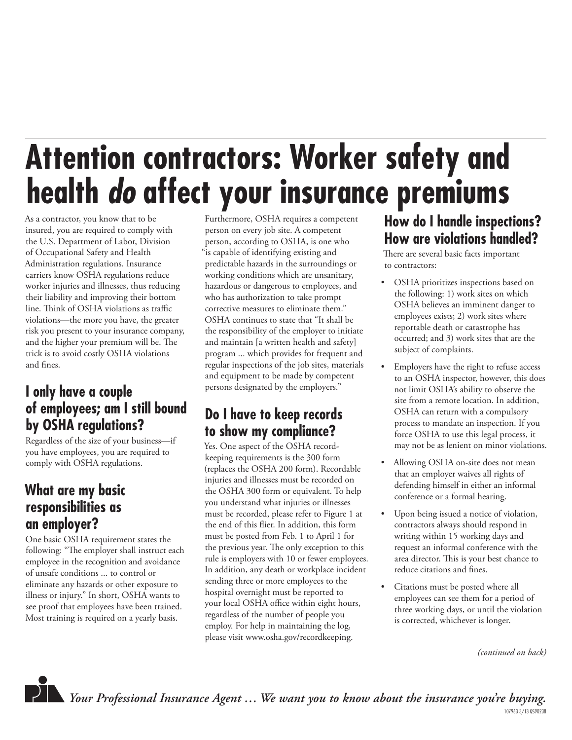# Attention contractors: Worker safety and health *do* affect your insurance premiums

As a contractor, you know that to be insured, you are required to comply with the U.S. Department of Labor, Division of Occupational Safety and Health Administration regulations. Insurance carriers know OSHA regulations reduce worker injuries and illnesses, thus reducing their liability and improving their bottom line. Think of OSHA violations as traffic violations—the more you have, the greater risk you present to your insurance company, and the higher your premium will be. The trick is to avoid costly OSHA violations and fines.

## I only have a couple of employees; am I still bound by OSHA regulations?

Regardless of the size of your business—if you have employees, you are required to comply with OSHA regulations.

## What are my basic responsibilities as an employer?

One basic OSHA requirement states the following: "The employer shall instruct each employee in the recognition and avoidance of unsafe conditions ... to control or eliminate any hazards or other exposure to illness or injury." In short, OSHA wants to see proof that employees have been trained. Most training is required on a yearly basis.

Furthermore, OSHA requires a competent person on every job site. A competent person, according to OSHA, is one who "is capable of identifying existing and predictable hazards in the surroundings or working conditions which are unsanitary, hazardous or dangerous to employees, and who has authorization to take prompt corrective measures to eliminate them." OSHA continues to state that "It shall be the responsibility of the employer to initiate and maintain [a written health and safety] program ... which provides for frequent and regular inspections of the job sites, materials and equipment to be made by competent persons designated by the employers."

## Do I have to keep records to show my compliance?

Yes. One aspect of the OSHA record-keeping requirements is the 300 form (replaces the OSHA 200 form). Recordable injuries and illnesses must be recorded on the OSHA 300 form or equivalent. To help you understand what injuries or illnesses must be recorded, please refer to Figure 1 at the end of this flier. In addition, this form must be posted from Feb. 1 to April 1 for the previous year. The only exception to this rule is employers with 10 or fewer employees. In addition, any death or workplace incident sending three or more employees to the hospital overnight must be reported to your local OSHA office within eight hours, regardless of the number of people you employ. For help in maintaining the log, please visit www.osha.gov/recordkeeping.

## How do I handle inspections? How are violations handled?

There are several basic facts important to contractors:

- OSHA prioritizes inspections based on the following: 1) work sites on which OSHA believes an imminent danger to employees exists; 2) work sites where reportable death or catastrophe has occurred; and 3) work sites that are the subject of complaints.
- Employers have the right to refuse access to an OSHA inspector, however, this does not limit OSHA's ability to observe the site from a remote location. In addition, OSHA can return with a compulsory process to mandate an inspection. If you force OSHA to use this legal process, it may not be as lenient on minor violations.
- Allowing OSHA on-site does not mean that an employer waives all rights of defending himself in either an informal conference or a formal hearing.
- Upon being issued a notice of violation, contractors always should respond in writing within 15 working days and request an informal conference with the area director. This is your best chance to reduce citations and fines.
- Citations must be posted where all employees can see them for a period of three working days, or until the violation is corrected, whichever is longer.

*(continued on back)*

*Your Professional Insurance Agent … We want you to know about the insurance you're buying.*

107963 3/13 QS90238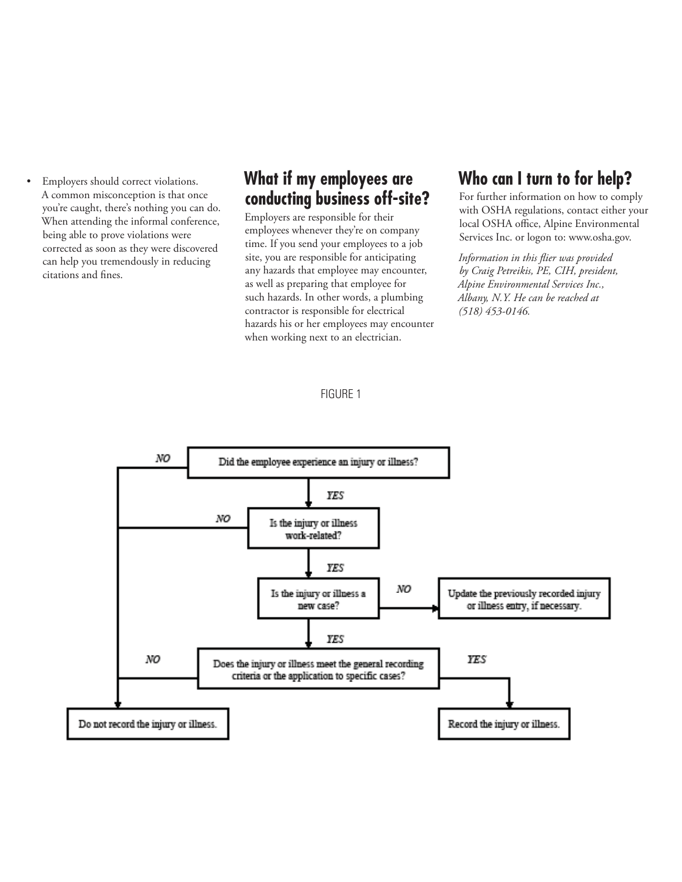- Employers should correct violations. A common misconception is that once you're caught, there's nothing you can do. When attending the informal conference, being able to prove violations were corrected as soon as they were discovered can help you tremendously in reducing citations and fines.

## What if my employees are conducting business off-site?

Employers are responsible for their employees whenever they're on company time. If you send your employees to a job site, you are responsible for anticipating any hazards that employee may encounter, as well as preparing that employee for such hazards. In other words, a plumbing contractor is responsible for electrical hazards his or her employees may encounter when working next to an electrician.

## Who can I turn to for help?

For further information on how to comply with OSHA regulations, contact either your local OSHA office, Alpine Environmental Services Inc. or logon to: www.osha.gov.

*Information in this flier was provided by Craig Petreikis, PE, CIH, president, Alpine Environmental Services Inc., Albany, N.Y. He can be reached at (518) 453-0146.*

FIGURE 1

Did the employee experience an injury or illness?

NO

YES

Is the injury or illness work-related?

NO

YES

Is the injury or illness a new case?

NO

Update the previously recorded injury or illness entry, if necessary.

YES

Does the injury or illness meet the general recording criteria or the application to specific cases?

NO

YES

Do not record the injury or illness.

Record the injury or illness.